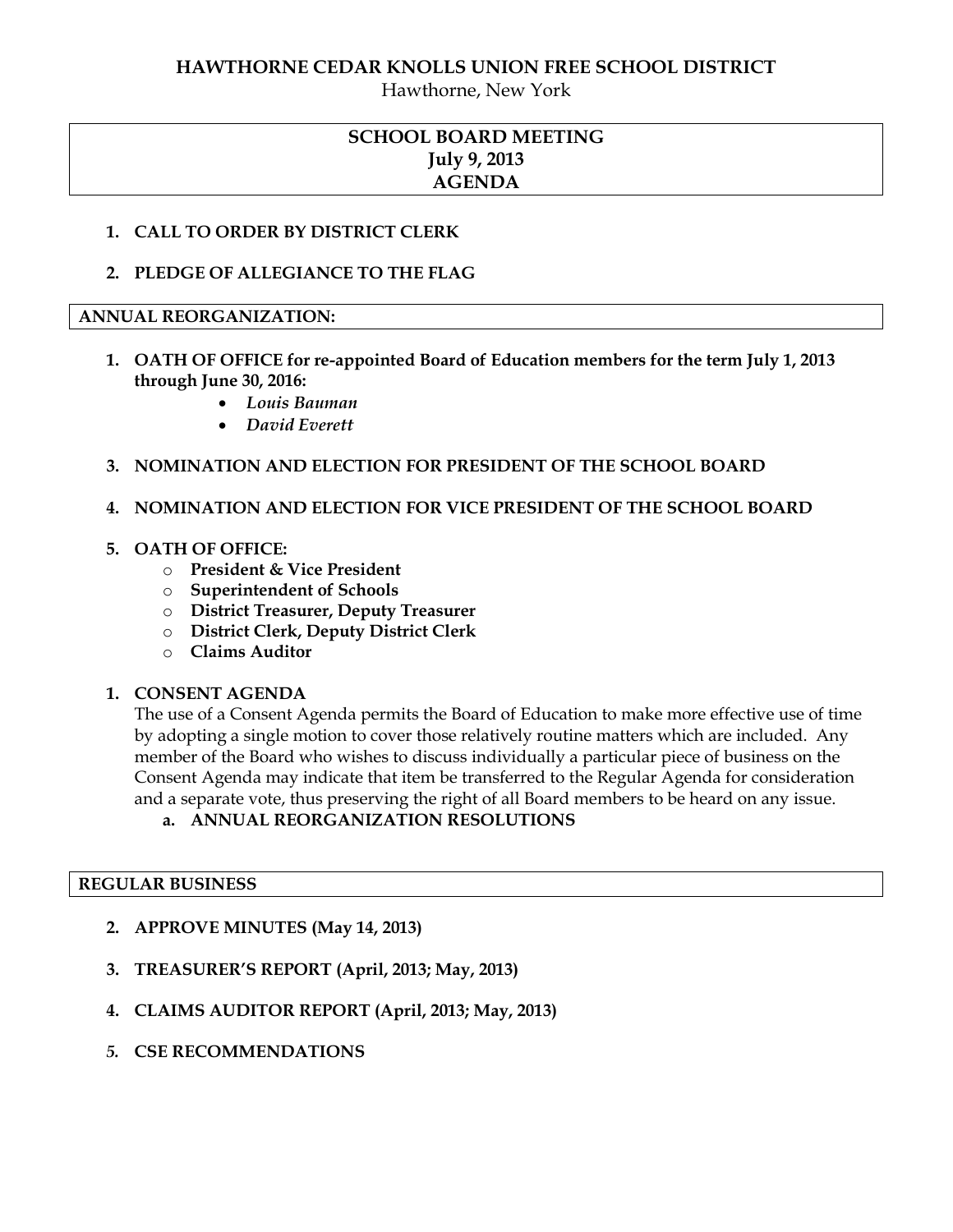**HAWTHORNE CEDAR KNOLLS UNION FREE SCHOOL DISTRICT**

Hawthorne, New York

**SCHOOL BOARD MEETING**
**July 9, 2013**
**AGENDA**

1. **CALL TO ORDER BY DISTRICT CLERK**

2. **PLEDGE OF ALLEGIANCE TO THE FLAG**

**ANNUAL REORGANIZATION:**

1. **OATH OF OFFICE for re-appointed Board of Education members for the term July 1, 2013 through June 30, 2016:**
   - *Louis Bauman*
   - *David Everett*

3. **NOMINATION AND ELECTION FOR PRESIDENT OF THE SCHOOL BOARD**

4. **NOMINATION AND ELECTION FOR VICE PRESIDENT OF THE SCHOOL BOARD**

5. **OATH OF OFFICE:**
   - **President & Vice President**
   - **Superintendent of Schools**
   - **District Treasurer, Deputy Treasurer**
   - **District Clerk, Deputy District Clerk**
   - **Claims Auditor**

1. **CONSENT AGENDA**

   The use of a Consent Agenda permits the Board of Education to make more effective use of time by adopting a single motion to cover those relatively routine matters which are included. Any member of the Board who wishes to discuss individually a particular piece of business on the Consent Agenda may indicate that item be transferred to the Regular Agenda for consideration and a separate vote, thus preserving the right of all Board members to be heard on any issue.

   a. **ANNUAL REORGANIZATION RESOLUTIONS**

**REGULAR BUSINESS**

2. **APPROVE MINUTES (May 14, 2013)**

3. **TREASURER'S REPORT (April, 2013; May, 2013)**

4. **CLAIMS AUDITOR REPORT (April, 2013; May, 2013)**

5. **CSE RECOMMENDATIONS**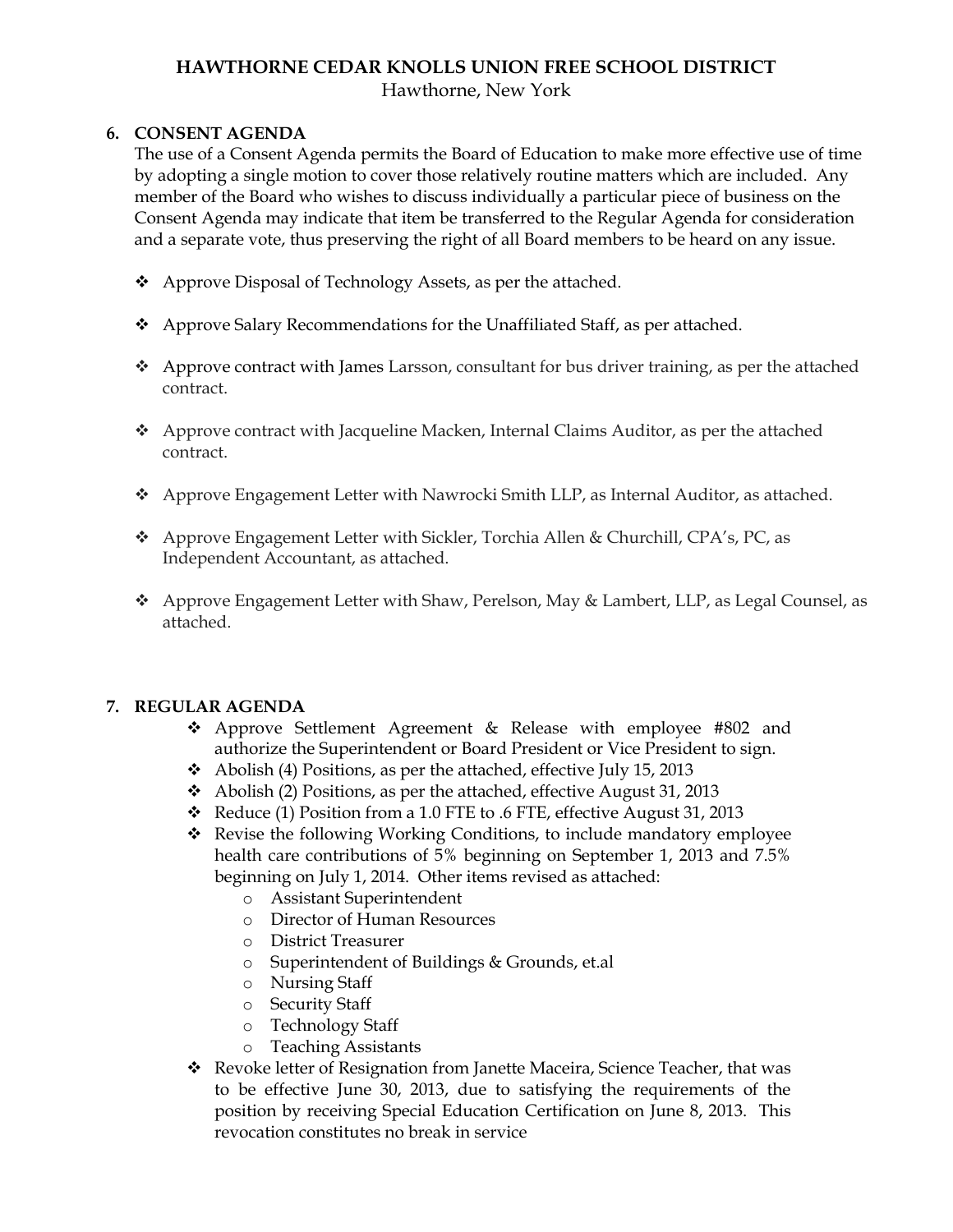**HAWTHORNE CEDAR KNOLLS UNION FREE SCHOOL DISTRICT**
Hawthorne, New York

## 6. CONSENT AGENDA

The use of a Consent Agenda permits the Board of Education to make more effective use of time by adopting a single motion to cover those relatively routine matters which are included. Any member of the Board who wishes to discuss individually a particular piece of business on the Consent Agenda may indicate that item be transferred to the Regular Agenda for consideration and a separate vote, thus preserving the right of all Board members to be heard on any issue.

- Approve Disposal of Technology Assets, as per the attached.
- Approve Salary Recommendations for the Unaffiliated Staff, as per attached.
- Approve contract with James Larsson, consultant for bus driver training, as per the attached contract.
- Approve contract with Jacqueline Macken, Internal Claims Auditor, as per the attached contract.
- Approve Engagement Letter with Nawrocki Smith LLP, as Internal Auditor, as attached.
- Approve Engagement Letter with Sickler, Torchia Allen & Churchill, CPA's, PC, as Independent Accountant, as attached.
- Approve Engagement Letter with Shaw, Perelson, May & Lambert, LLP, as Legal Counsel, as attached.

## 7. REGULAR AGENDA

- Approve Settlement Agreement & Release with employee #802 and authorize the Superintendent or Board President or Vice President to sign.
- Abolish (4) Positions, as per the attached, effective July 15, 2013
- Abolish (2) Positions, as per the attached, effective August 31, 2013
- Reduce (1) Position from a 1.0 FTE to .6 FTE, effective August 31, 2013
- Revise the following Working Conditions, to include mandatory employee health care contributions of 5% beginning on September 1, 2013 and 7.5% beginning on July 1, 2014. Other items revised as attached:
  - Assistant Superintendent
  - Director of Human Resources
  - District Treasurer
  - Superintendent of Buildings & Grounds, et.al
  - Nursing Staff
  - Security Staff
  - Technology Staff
  - Teaching Assistants
- Revoke letter of Resignation from Janette Maceira, Science Teacher, that was to be effective June 30, 2013, due to satisfying the requirements of the position by receiving Special Education Certification on June 8, 2013. This revocation constitutes no break in service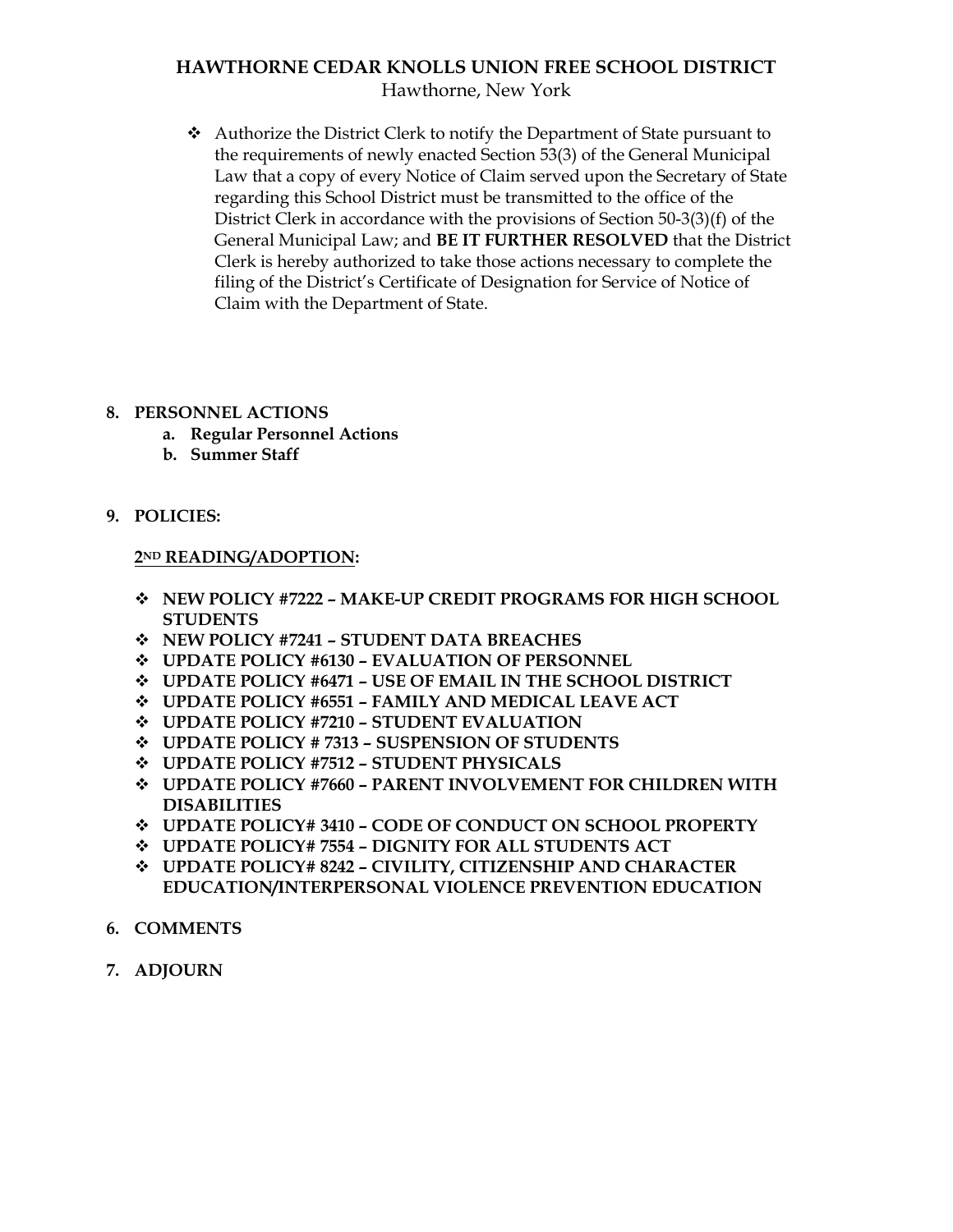**HAWTHORNE CEDAR KNOLLS UNION FREE SCHOOL DISTRICT**
Hawthorne, New York

- Authorize the District Clerk to notify the Department of State pursuant to the requirements of newly enacted Section 53(3) of the General Municipal Law that a copy of every Notice of Claim served upon the Secretary of State regarding this School District must be transmitted to the office of the District Clerk in accordance with the provisions of Section 50-3(3)(f) of the General Municipal Law; and **BE IT FURTHER RESOLVED** that the District Clerk is hereby authorized to take those actions necessary to complete the filing of the District's Certificate of Designation for Service of Notice of Claim with the Department of State.

**8. PERSONNEL ACTIONS**
   - **a. Regular Personnel Actions**
   - **b. Summer Staff**

**9. POLICIES:**

**2ND READING/ADOPTION:**

- **NEW POLICY #7222 – MAKE-UP CREDIT PROGRAMS FOR HIGH SCHOOL STUDENTS**
- **NEW POLICY #7241 – STUDENT DATA BREACHES**
- **UPDATE POLICY #6130 – EVALUATION OF PERSONNEL**
- **UPDATE POLICY #6471 – USE OF EMAIL IN THE SCHOOL DISTRICT**
- **UPDATE POLICY #6551 – FAMILY AND MEDICAL LEAVE ACT**
- **UPDATE POLICY #7210 – STUDENT EVALUATION**
- **UPDATE POLICY # 7313 – SUSPENSION OF STUDENTS**
- **UPDATE POLICY #7512 – STUDENT PHYSICALS**
- **UPDATE POLICY #7660 – PARENT INVOLVEMENT FOR CHILDREN WITH DISABILITIES**
- **UPDATE POLICY# 3410 – CODE OF CONDUCT ON SCHOOL PROPERTY**
- **UPDATE POLICY# 7554 – DIGNITY FOR ALL STUDENTS ACT**
- **UPDATE POLICY# 8242 – CIVILITY, CITIZENSHIP AND CHARACTER EDUCATION/INTERPERSONAL VIOLENCE PREVENTION EDUCATION**

**6. COMMENTS**

**7. ADJOURN**